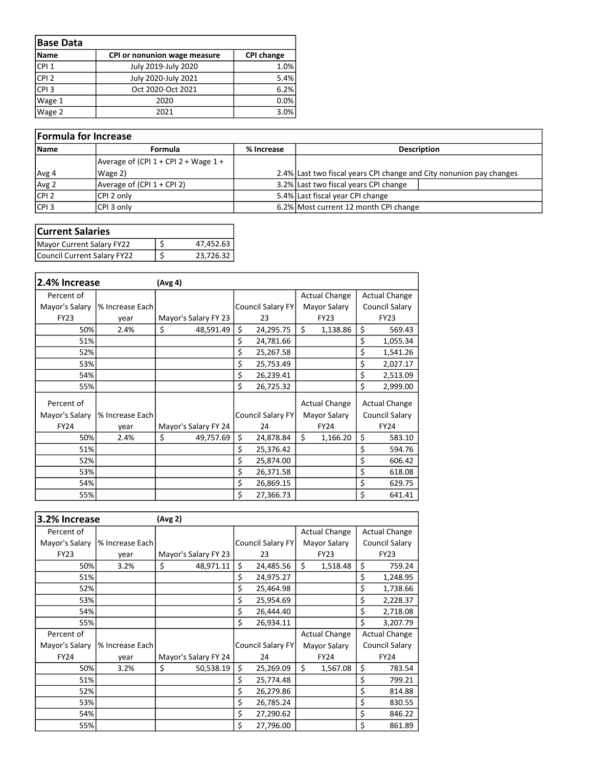| Base Data | | |
|---|---|---|
| Name | CPI or nonunion wage measure | CPI change |
| CPI 1 | July 2019-July 2020 | 1.0% |
| CPI 2 | July 2020-July 2021 | 5.4% |
| CPI 3 | Oct 2020-Oct 2021 | 6.2% |
| Wage 1 | 2020 | 0.0% |
| Wage 2 | 2021 | 3.0% |

| Formula for Increase | | | |
|---|---|---|---|
| Name | Formula | % Increase | Description |
| Avg 4 | Average of (CPI 1 + CPI 2 + Wage 1 + Wage 2) | 2.4% | Last two fiscal years CPI change and City nonunion pay changes |
| Avg 2 | Average of (CPI 1 + CPI 2) | 3.2% | Last two fiscal years CPI change |
| CPI 2 | CPI 2 only | 5.4% | Last fiscal year CPI change |
| CPI 3 | CPI 3 only | 6.2% | Most current 12 month CPI change |

| Current Salaries | |
|---|---|
| Mayor Current Salary FY22 | $ 47,452.63 |
| Council Current Salary FY22 | $ 23,726.32 |

| 2.4% Increase | | (Avg 4) | | | |
|---|---|---|---|---|---|
| Percent of Mayor's Salary FY23 | % Increase Each year | Mayor's Salary FY 23 | Council Salary FY 23 | Actual Change Mayor Salary FY23 | Actual Change Council Salary FY23 |
| 50% | 2.4% | $ 48,591.49 | $ 24,295.75 | $ 1,138.86 | $ 569.43 |
| 51% | | | $ 24,781.66 | | $ 1,055.34 |
| 52% | | | $ 25,267.58 | | $ 1,541.26 |
| 53% | | | $ 25,753.49 | | $ 2,027.17 |
| 54% | | | $ 26,239.41 | | $ 2,513.09 |
| 55% | | | $ 26,725.32 | | $ 2,999.00 |
| Percent of Mayor's Salary FY24 | % Increase Each year | Mayor's Salary FY 24 | Council Salary FY 24 | Actual Change Mayor Salary FY24 | Actual Change Council Salary FY24 |
| 50% | 2.4% | $ 49,757.69 | $ 24,878.84 | $ 1,166.20 | $ 583.10 |
| 51% | | | $ 25,376.42 | | $ 594.76 |
| 52% | | | $ 25,874.00 | | $ 606.42 |
| 53% | | | $ 26,371.58 | | $ 618.08 |
| 54% | | | $ 26,869.15 | | $ 629.75 |
| 55% | | | $ 27,366.73 | | $ 641.41 |

| 3.2% Increase | | (Avg 2) | | | |
|---|---|---|---|---|---|
| Percent of Mayor's Salary FY23 | % Increase Each year | Mayor's Salary FY 23 | Council Salary FY 23 | Actual Change Mayor Salary FY23 | Actual Change Council Salary FY23 |
| 50% | 3.2% | $ 48,971.11 | $ 24,485.56 | $ 1,518.48 | $ 759.24 |
| 51% | | | $ 24,975.27 | | $ 1,248.95 |
| 52% | | | $ 25,464.98 | | $ 1,738.66 |
| 53% | | | $ 25,954.69 | | $ 2,228.37 |
| 54% | | | $ 26,444.40 | | $ 2,718.08 |
| 55% | | | $ 26,934.11 | | $ 3,207.79 |
| Percent of Mayor's Salary FY24 | % Increase Each year | Mayor's Salary FY 24 | Council Salary FY 24 | Actual Change Mayor Salary FY24 | Actual Change Council Salary FY24 |
| 50% | 3.2% | $ 50,538.19 | $ 25,269.09 | $ 1,567.08 | $ 783.54 |
| 51% | | | $ 25,774.48 | | $ 799.21 |
| 52% | | | $ 26,279.86 | | $ 814.88 |
| 53% | | | $ 26,785.24 | | $ 830.55 |
| 54% | | | $ 27,290.62 | | $ 846.22 |
| 55% | | | $ 27,796.00 | | $ 861.89 |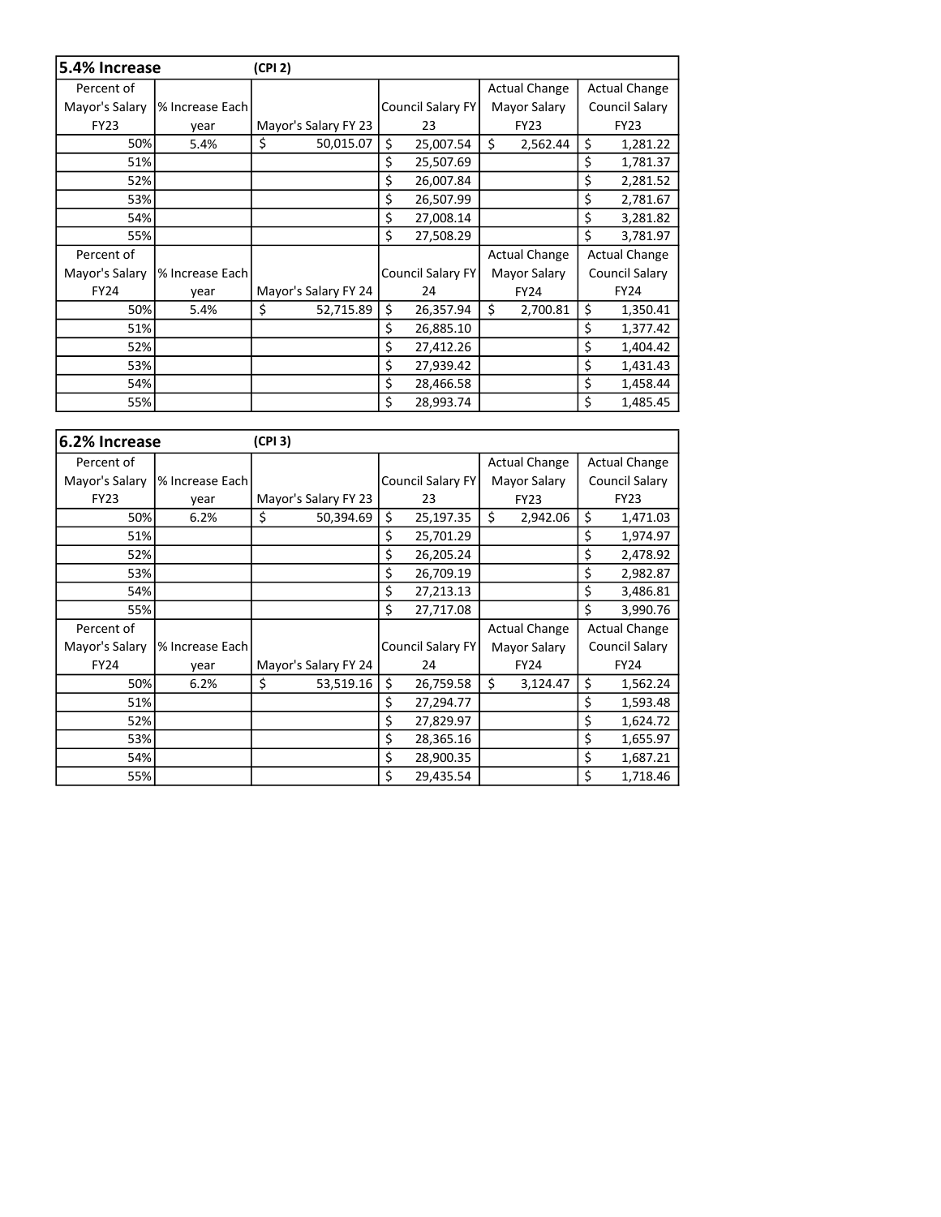| 5.4% Increase | | (CPI 2) | | | |
|---|---|---|---|---|---|
| Percent of Mayor's Salary FY23 | % Increase Each year | Mayor's Salary FY 23 | Council Salary FY 23 | Actual Change Mayor Salary FY23 | Actual Change Council Salary FY23 |
| 50% | 5.4% | $ 50,015.07 | $ 25,007.54 | $ 2,562.44 | $ 1,281.22 |
| 51% | | | $ 25,507.69 | | $ 1,781.37 |
| 52% | | | $ 26,007.84 | | $ 2,281.52 |
| 53% | | | $ 26,507.99 | | $ 2,781.67 |
| 54% | | | $ 27,008.14 | | $ 3,281.82 |
| 55% | | | $ 27,508.29 | | $ 3,781.97 |
| Percent of Mayor's Salary FY24 | % Increase Each year | Mayor's Salary FY 24 | Council Salary FY 24 | Actual Change Mayor Salary FY24 | Actual Change Council Salary FY24 |
| 50% | 5.4% | $ 52,715.89 | $ 26,357.94 | $ 2,700.81 | $ 1,350.41 |
| 51% | | | $ 26,885.10 | | $ 1,377.42 |
| 52% | | | $ 27,412.26 | | $ 1,404.42 |
| 53% | | | $ 27,939.42 | | $ 1,431.43 |
| 54% | | | $ 28,466.58 | | $ 1,458.44 |
| 55% | | | $ 28,993.74 | | $ 1,485.45 |

| 6.2% Increase | | (CPI 3) | | | |
|---|---|---|---|---|---|
| Percent of Mayor's Salary FY23 | % Increase Each year | Mayor's Salary FY 23 | Council Salary FY 23 | Actual Change Mayor Salary FY23 | Actual Change Council Salary FY23 |
| 50% | 6.2% | $ 50,394.69 | $ 25,197.35 | $ 2,942.06 | $ 1,471.03 |
| 51% | | | $ 25,701.29 | | $ 1,974.97 |
| 52% | | | $ 26,205.24 | | $ 2,478.92 |
| 53% | | | $ 26,709.19 | | $ 2,982.87 |
| 54% | | | $ 27,213.13 | | $ 3,486.81 |
| 55% | | | $ 27,717.08 | | $ 3,990.76 |
| Percent of Mayor's Salary FY24 | % Increase Each year | Mayor's Salary FY 24 | Council Salary FY 24 | Actual Change Mayor Salary FY24 | Actual Change Council Salary FY24 |
| 50% | 6.2% | $ 53,519.16 | $ 26,759.58 | $ 3,124.47 | $ 1,562.24 |
| 51% | | | $ 27,294.77 | | $ 1,593.48 |
| 52% | | | $ 27,829.97 | | $ 1,624.72 |
| 53% | | | $ 28,365.16 | | $ 1,655.97 |
| 54% | | | $ 28,900.35 | | $ 1,687.21 |
| 55% | | | $ 29,435.54 | | $ 1,718.46 |